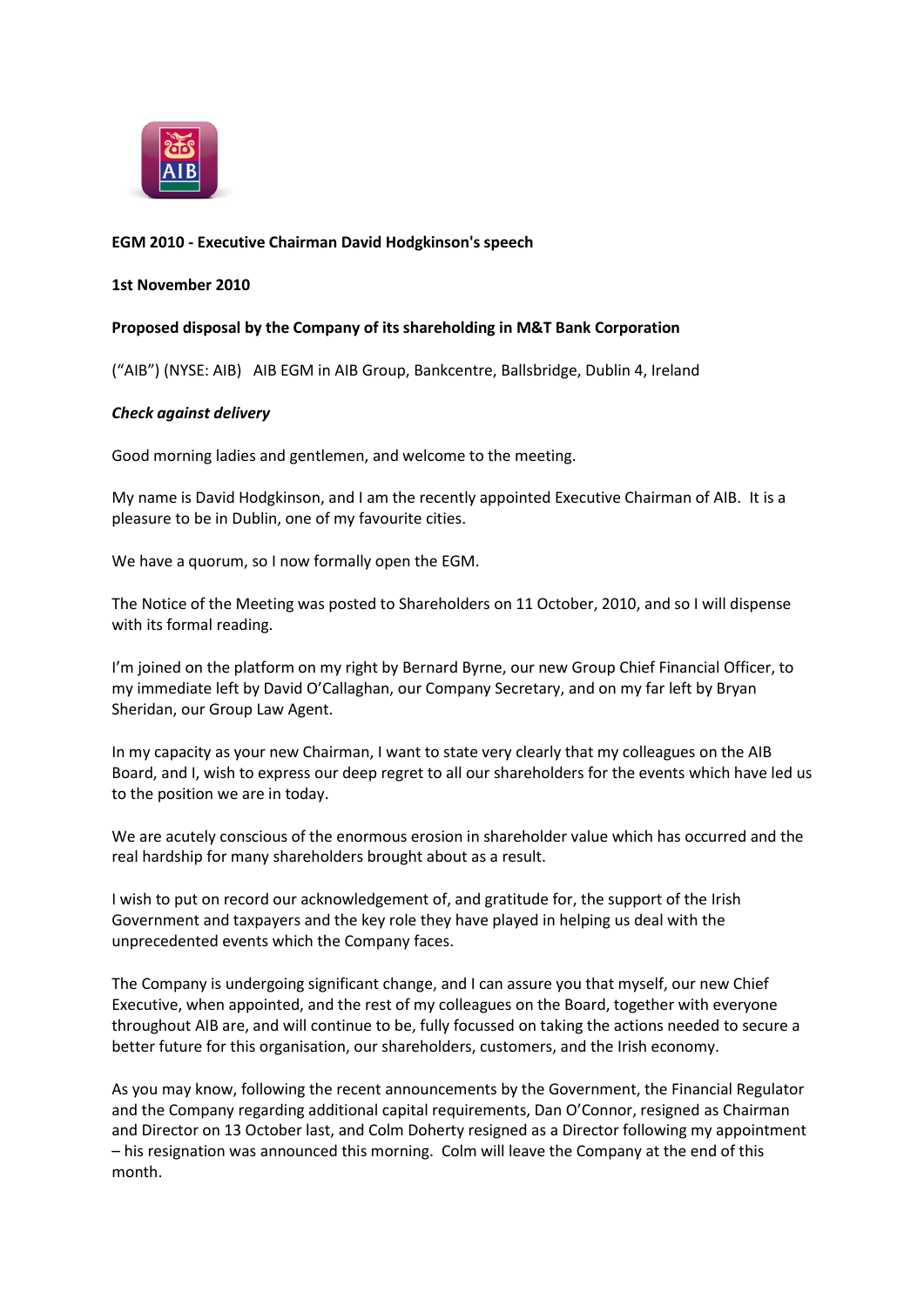**EGM 2010 - Executive Chairman David Hodgkinson's speech**

**1st November 2010**

**Proposed disposal by the Company of its shareholding in M&T Bank Corporation**

("AIB") (NYSE: AIB) AIB EGM in AIB Group, Bankcentre, Ballsbridge, Dublin 4, Ireland

***Check against delivery***

Good morning ladies and gentlemen, and welcome to the meeting.

My name is David Hodgkinson, and I am the recently appointed Executive Chairman of AIB. It is a pleasure to be in Dublin, one of my favourite cities.

We have a quorum, so I now formally open the EGM.

The Notice of the Meeting was posted to Shareholders on 11 October, 2010, and so I will dispense with its formal reading.

I'm joined on the platform on my right by Bernard Byrne, our new Group Chief Financial Officer, to my immediate left by David O'Callaghan, our Company Secretary, and on my far left by Bryan Sheridan, our Group Law Agent.

In my capacity as your new Chairman, I want to state very clearly that my colleagues on the AIB Board, and I, wish to express our deep regret to all our shareholders for the events which have led us to the position we are in today.

We are acutely conscious of the enormous erosion in shareholder value which has occurred and the real hardship for many shareholders brought about as a result.

I wish to put on record our acknowledgement of, and gratitude for, the support of the Irish Government and taxpayers and the key role they have played in helping us deal with the unprecedented events which the Company faces.

The Company is undergoing significant change, and I can assure you that myself, our new Chief Executive, when appointed, and the rest of my colleagues on the Board, together with everyone throughout AIB are, and will continue to be, fully focussed on taking the actions needed to secure a better future for this organisation, our shareholders, customers, and the Irish economy.

As you may know, following the recent announcements by the Government, the Financial Regulator and the Company regarding additional capital requirements, Dan O'Connor, resigned as Chairman and Director on 13 October last, and Colm Doherty resigned as a Director following my appointment – his resignation was announced this morning. Colm will leave the Company at the end of this month.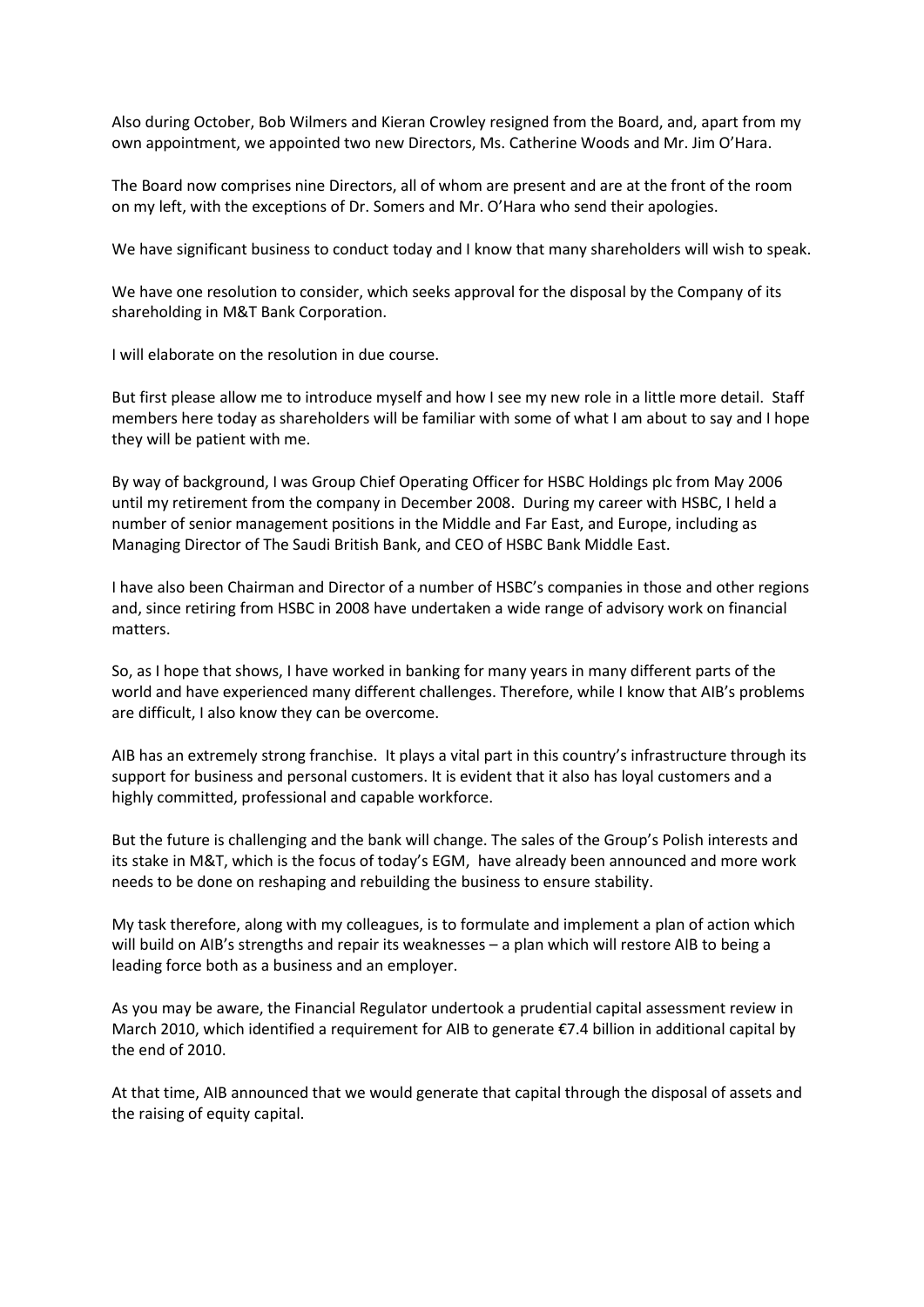Also during October, Bob Wilmers and Kieran Crowley resigned from the Board, and, apart from my own appointment, we appointed two new Directors, Ms. Catherine Woods and Mr. Jim O'Hara.

The Board now comprises nine Directors, all of whom are present and are at the front of the room on my left, with the exceptions of Dr. Somers and Mr. O'Hara who send their apologies.

We have significant business to conduct today and I know that many shareholders will wish to speak.

We have one resolution to consider, which seeks approval for the disposal by the Company of its shareholding in M&T Bank Corporation.

I will elaborate on the resolution in due course.

But first please allow me to introduce myself and how I see my new role in a little more detail. Staff members here today as shareholders will be familiar with some of what I am about to say and I hope they will be patient with me.

By way of background, I was Group Chief Operating Officer for HSBC Holdings plc from May 2006 until my retirement from the company in December 2008. During my career with HSBC, I held a number of senior management positions in the Middle and Far East, and Europe, including as Managing Director of The Saudi British Bank, and CEO of HSBC Bank Middle East.

I have also been Chairman and Director of a number of HSBC's companies in those and other regions and, since retiring from HSBC in 2008 have undertaken a wide range of advisory work on financial matters.

So, as I hope that shows, I have worked in banking for many years in many different parts of the world and have experienced many different challenges. Therefore, while I know that AIB's problems are difficult, I also know they can be overcome.

AIB has an extremely strong franchise. It plays a vital part in this country's infrastructure through its support for business and personal customers. It is evident that it also has loyal customers and a highly committed, professional and capable workforce.

But the future is challenging and the bank will change. The sales of the Group's Polish interests and its stake in M&T, which is the focus of today's EGM, have already been announced and more work needs to be done on reshaping and rebuilding the business to ensure stability.

My task therefore, along with my colleagues, is to formulate and implement a plan of action which will build on AIB's strengths and repair its weaknesses – a plan which will restore AIB to being a leading force both as a business and an employer.

As you may be aware, the Financial Regulator undertook a prudential capital assessment review in March 2010, which identified a requirement for AIB to generate €7.4 billion in additional capital by the end of 2010.

At that time, AIB announced that we would generate that capital through the disposal of assets and the raising of equity capital.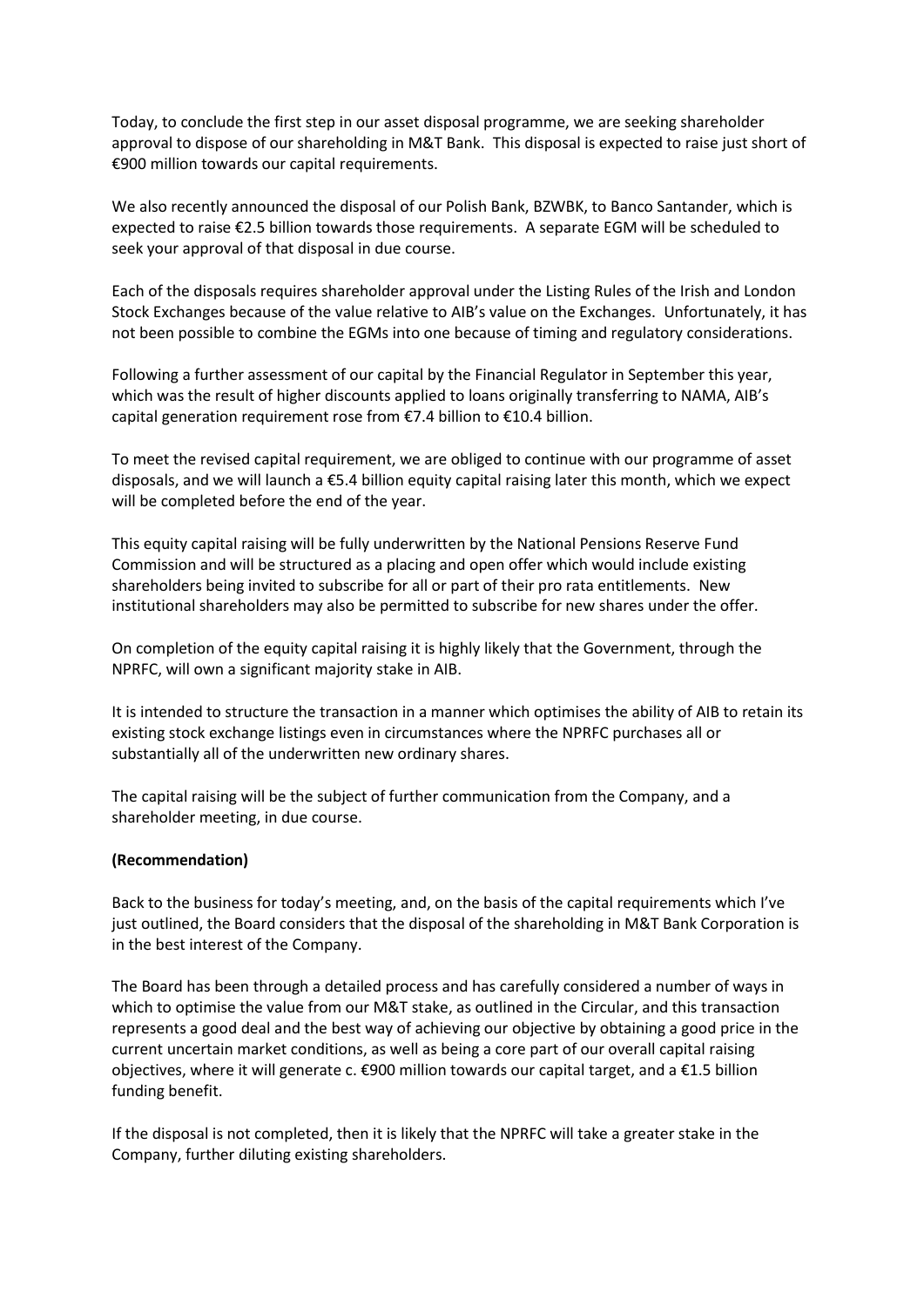Today, to conclude the first step in our asset disposal programme, we are seeking shareholder approval to dispose of our shareholding in M&T Bank. This disposal is expected to raise just short of €900 million towards our capital requirements.

We also recently announced the disposal of our Polish Bank, BZWBK, to Banco Santander, which is expected to raise €2.5 billion towards those requirements. A separate EGM will be scheduled to seek your approval of that disposal in due course.

Each of the disposals requires shareholder approval under the Listing Rules of the Irish and London Stock Exchanges because of the value relative to AIB's value on the Exchanges. Unfortunately, it has not been possible to combine the EGMs into one because of timing and regulatory considerations.

Following a further assessment of our capital by the Financial Regulator in September this year, which was the result of higher discounts applied to loans originally transferring to NAMA, AIB's capital generation requirement rose from €7.4 billion to €10.4 billion.

To meet the revised capital requirement, we are obliged to continue with our programme of asset disposals, and we will launch a €5.4 billion equity capital raising later this month, which we expect will be completed before the end of the year.

This equity capital raising will be fully underwritten by the National Pensions Reserve Fund Commission and will be structured as a placing and open offer which would include existing shareholders being invited to subscribe for all or part of their pro rata entitlements. New institutional shareholders may also be permitted to subscribe for new shares under the offer.

On completion of the equity capital raising it is highly likely that the Government, through the NPRFC, will own a significant majority stake in AIB.

It is intended to structure the transaction in a manner which optimises the ability of AIB to retain its existing stock exchange listings even in circumstances where the NPRFC purchases all or substantially all of the underwritten new ordinary shares.

The capital raising will be the subject of further communication from the Company, and a shareholder meeting, in due course.

**(Recommendation)**

Back to the business for today's meeting, and, on the basis of the capital requirements which I've just outlined, the Board considers that the disposal of the shareholding in M&T Bank Corporation is in the best interest of the Company.

The Board has been through a detailed process and has carefully considered a number of ways in which to optimise the value from our M&T stake, as outlined in the Circular, and this transaction represents a good deal and the best way of achieving our objective by obtaining a good price in the current uncertain market conditions, as well as being a core part of our overall capital raising objectives, where it will generate c. €900 million towards our capital target, and a €1.5 billion funding benefit.

If the disposal is not completed, then it is likely that the NPRFC will take a greater stake in the Company, further diluting existing shareholders.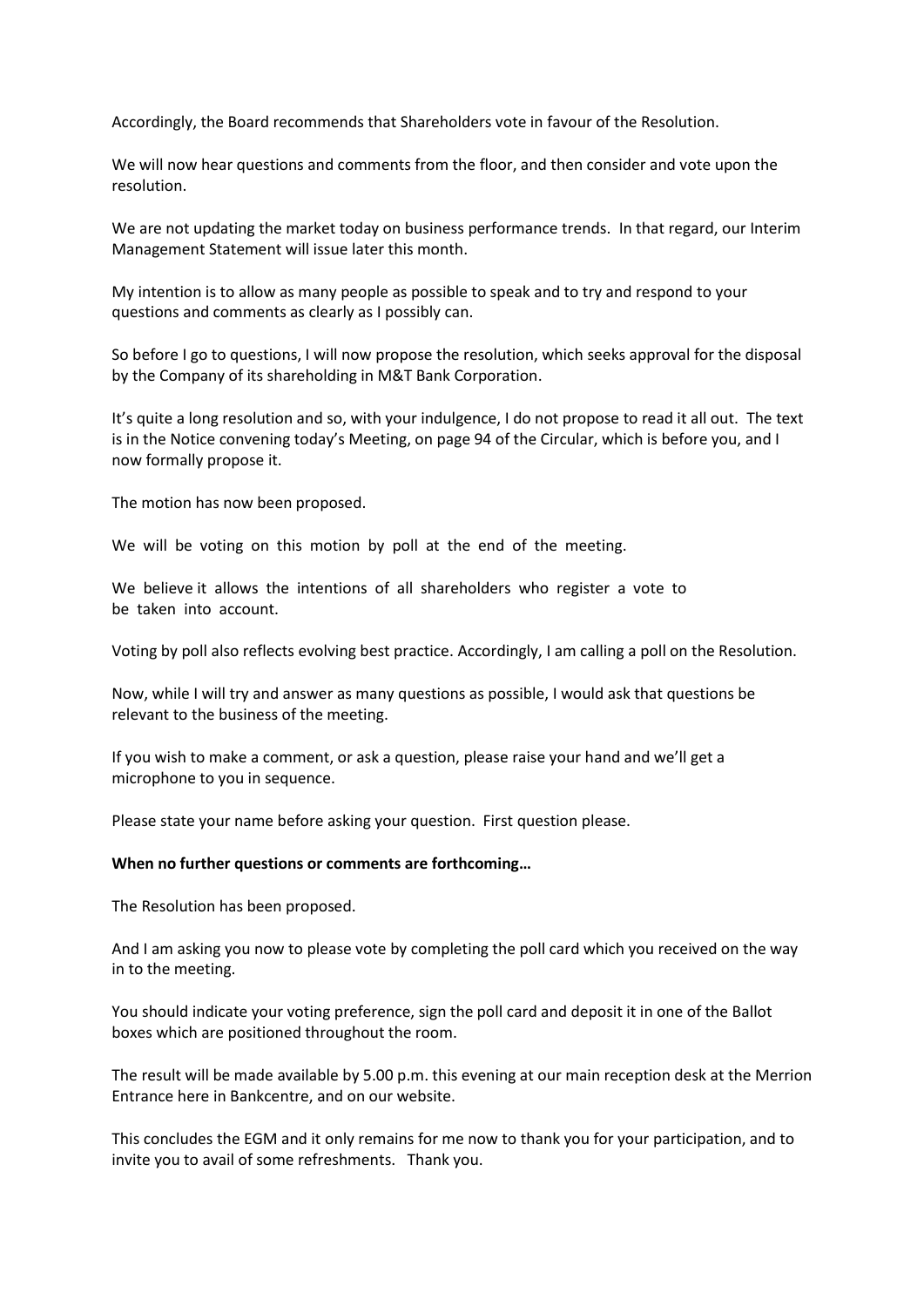Accordingly, the Board recommends that Shareholders vote in favour of the Resolution.

We will now hear questions and comments from the floor, and then consider and vote upon the resolution.

We are not updating the market today on business performance trends. In that regard, our Interim Management Statement will issue later this month.

My intention is to allow as many people as possible to speak and to try and respond to your questions and comments as clearly as I possibly can.

So before I go to questions, I will now propose the resolution, which seeks approval for the disposal by the Company of its shareholding in M&T Bank Corporation.

It's quite a long resolution and so, with your indulgence, I do not propose to read it all out. The text is in the Notice convening today's Meeting, on page 94 of the Circular, which is before you, and I now formally propose it.

The motion has now been proposed.

We will be voting on this motion by poll at the end of the meeting.

We believe it allows the intentions of all shareholders who register a vote to be taken into account.

Voting by poll also reflects evolving best practice. Accordingly, I am calling a poll on the Resolution.

Now, while I will try and answer as many questions as possible, I would ask that questions be relevant to the business of the meeting.

If you wish to make a comment, or ask a question, please raise your hand and we'll get a microphone to you in sequence.

Please state your name before asking your question. First question please.

**When no further questions or comments are forthcoming…**

The Resolution has been proposed.

And I am asking you now to please vote by completing the poll card which you received on the way in to the meeting.

You should indicate your voting preference, sign the poll card and deposit it in one of the Ballot boxes which are positioned throughout the room.

The result will be made available by 5.00 p.m. this evening at our main reception desk at the Merrion Entrance here in Bankcentre, and on our website.

This concludes the EGM and it only remains for me now to thank you for your participation, and to invite you to avail of some refreshments. Thank you.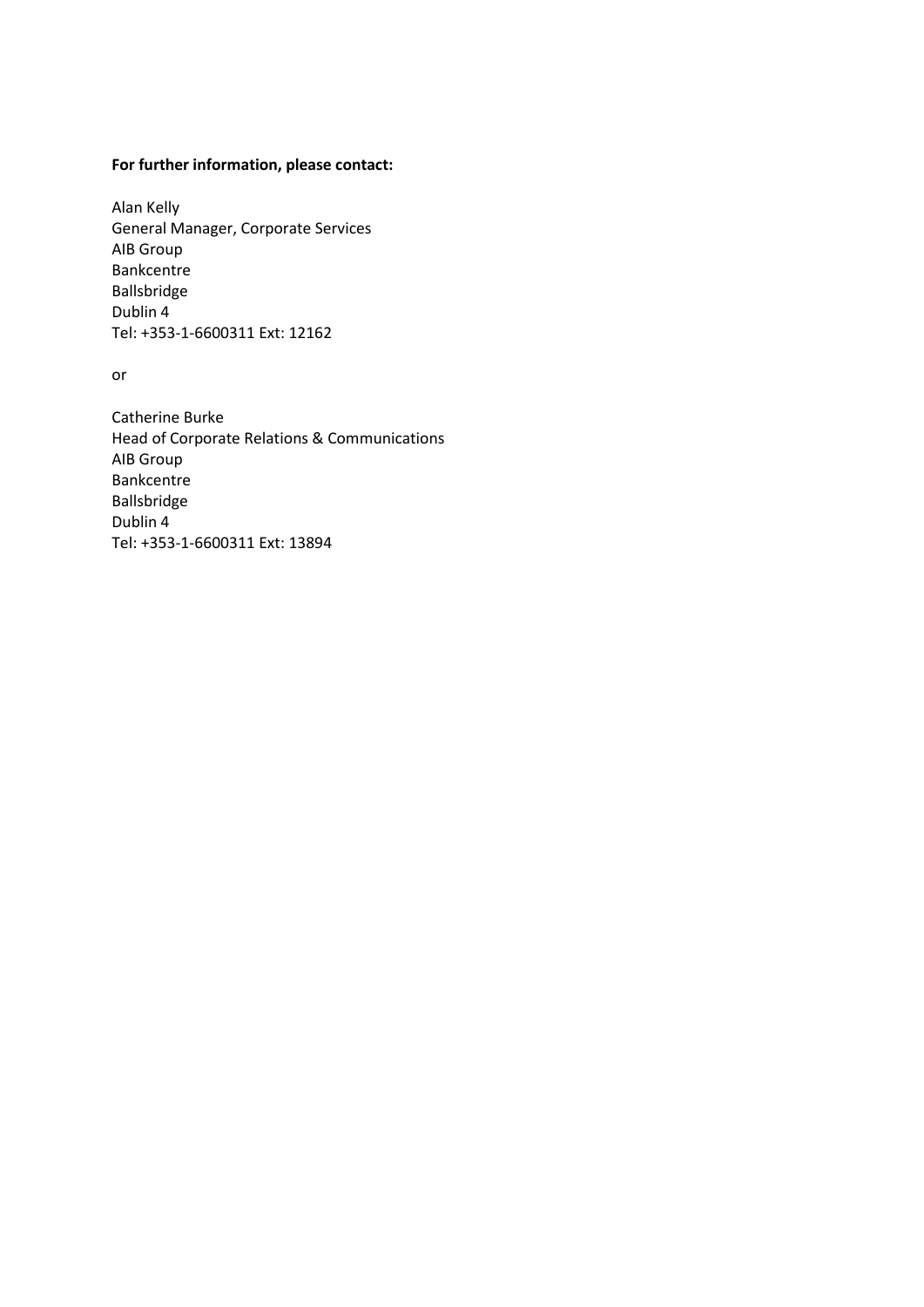**For further information, please contact:**

Alan Kelly
General Manager, Corporate Services
AIB Group
Bankcentre
Ballsbridge
Dublin 4
Tel: +353-1-6600311 Ext: 12162

or

Catherine Burke
Head of Corporate Relations & Communications
AIB Group
Bankcentre
Ballsbridge
Dublin 4
Tel: +353-1-6600311 Ext: 13894